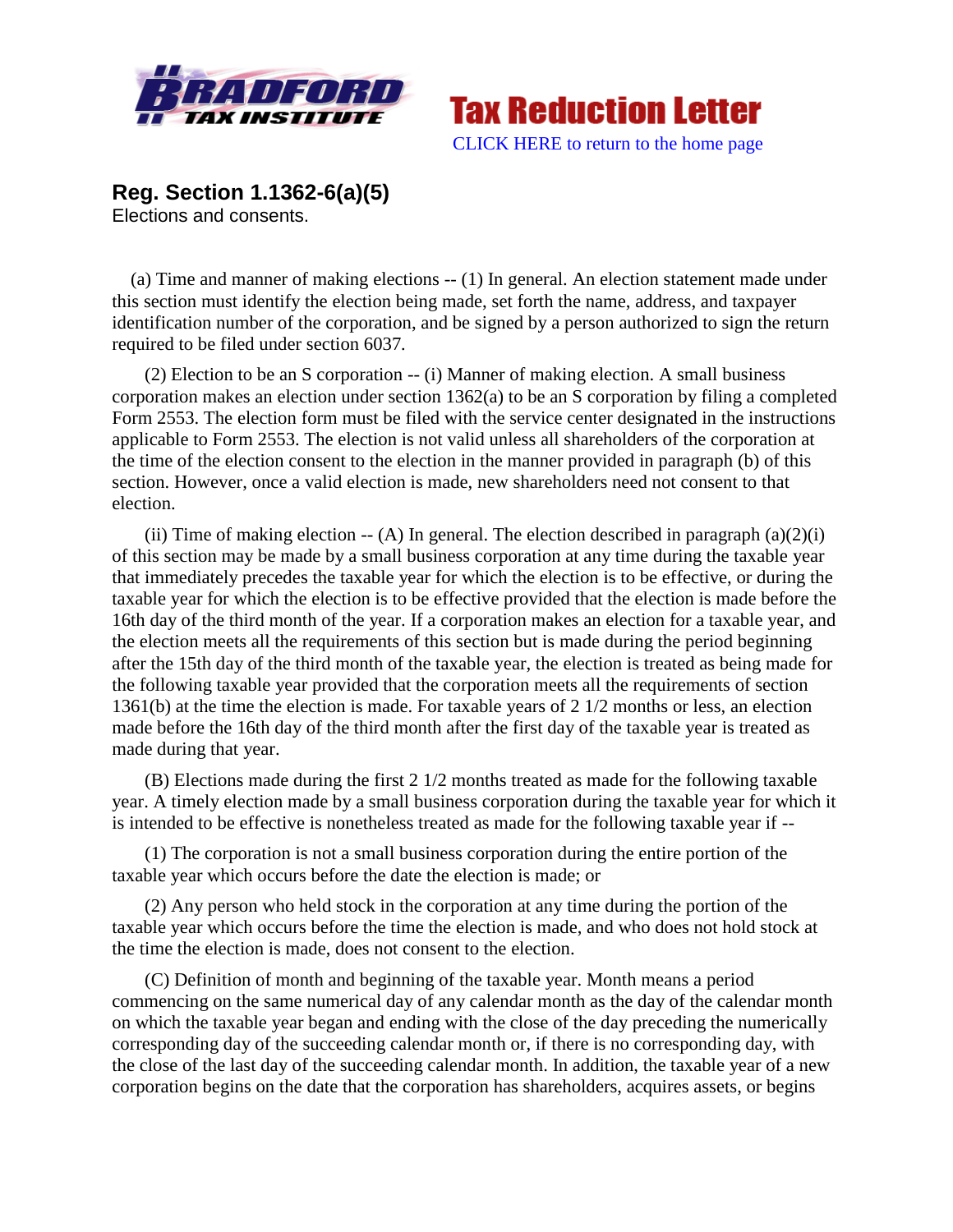Tax Reduction Letter

CLICK HERE to return to the home page

## Reg. Section 1.1362-6(a)(5)

Elections and consents.

(a) Time and manner of making elections -- (1) In general. An election statement made under this section must identify the election being made, set forth the name, address, and taxpayer identification number of the corporation, and be signed by a person authorized to sign the return required to be filed under section 6037.

(2) Election to be an S corporation -- (i) Manner of making election. A small business corporation makes an election under section 1362(a) to be an S corporation by filing a completed Form 2553. The election form must be filed with the service center designated in the instructions applicable to Form 2553. The election is not valid unless all shareholders of the corporation at the time of the election consent to the election in the manner provided in paragraph (b) of this section. However, once a valid election is made, new shareholders need not consent to that election.

(ii) Time of making election -- (A) In general. The election described in paragraph (a)(2)(i) of this section may be made by a small business corporation at any time during the taxable year that immediately precedes the taxable year for which the election is to be effective, or during the taxable year for which the election is to be effective provided that the election is made before the 16th day of the third month of the year. If a corporation makes an election for a taxable year, and the election meets all the requirements of this section but is made during the period beginning after the 15th day of the third month of the taxable year, the election is treated as being made for the following taxable year provided that the corporation meets all the requirements of section 1361(b) at the time the election is made. For taxable years of 2 1/2 months or less, an election made before the 16th day of the third month after the first day of the taxable year is treated as made during that year.

(B) Elections made during the first 2 1/2 months treated as made for the following taxable year. A timely election made by a small business corporation during the taxable year for which it is intended to be effective is nonetheless treated as made for the following taxable year if --

(1) The corporation is not a small business corporation during the entire portion of the taxable year which occurs before the date the election is made; or

(2) Any person who held stock in the corporation at any time during the portion of the taxable year which occurs before the time the election is made, and who does not hold stock at the time the election is made, does not consent to the election.

(C) Definition of month and beginning of the taxable year. Month means a period commencing on the same numerical day of any calendar month as the day of the calendar month on which the taxable year began and ending with the close of the day preceding the numerically corresponding day of the succeeding calendar month or, if there is no corresponding day, with the close of the last day of the succeeding calendar month. In addition, the taxable year of a new corporation begins on the date that the corporation has shareholders, acquires assets, or begins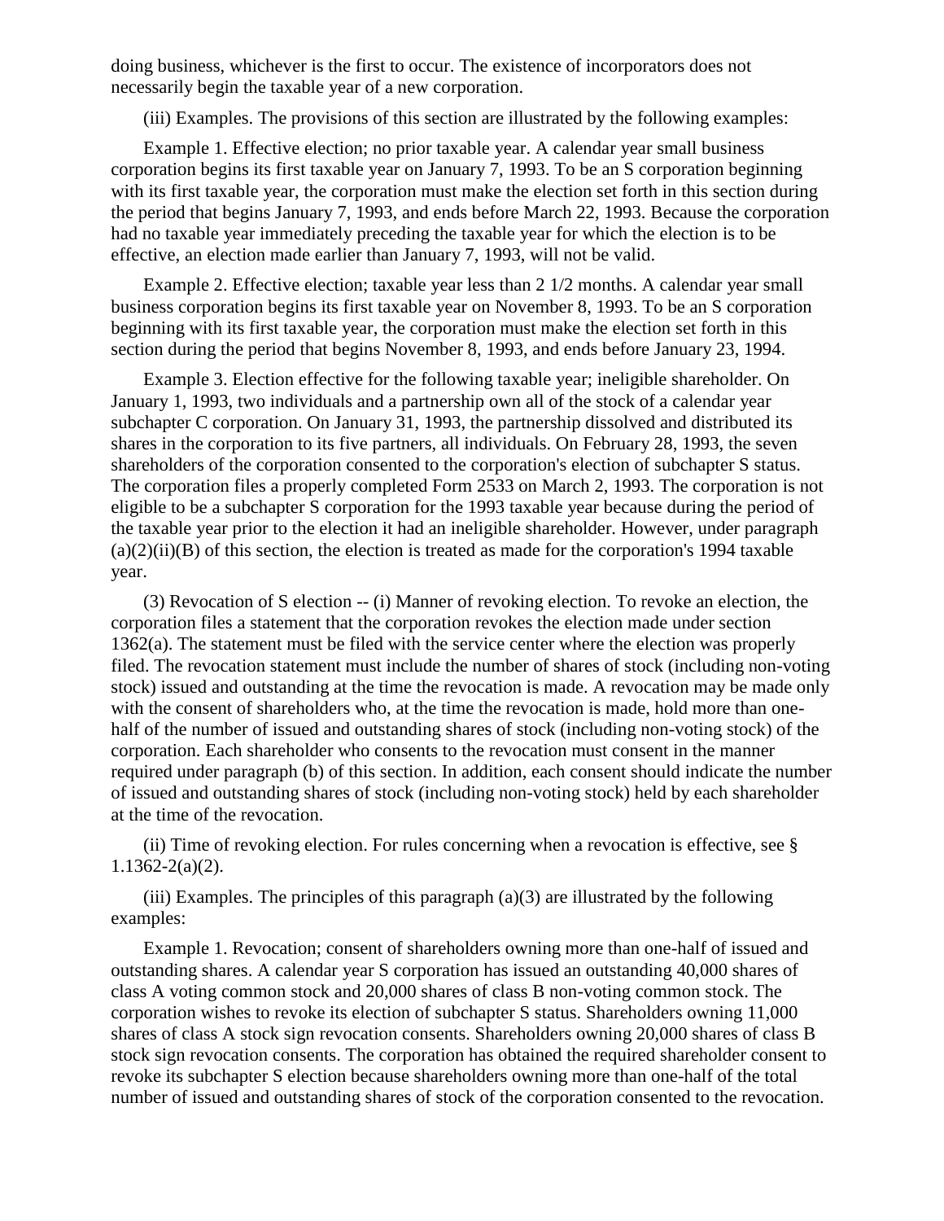doing business, whichever is the first to occur. The existence of incorporators does not necessarily begin the taxable year of a new corporation.

(iii) Examples. The provisions of this section are illustrated by the following examples:

Example 1. Effective election; no prior taxable year. A calendar year small business corporation begins its first taxable year on January 7, 1993. To be an S corporation beginning with its first taxable year, the corporation must make the election set forth in this section during the period that begins January 7, 1993, and ends before March 22, 1993. Because the corporation had no taxable year immediately preceding the taxable year for which the election is to be effective, an election made earlier than January 7, 1993, will not be valid.

Example 2. Effective election; taxable year less than 2 1/2 months. A calendar year small business corporation begins its first taxable year on November 8, 1993. To be an S corporation beginning with its first taxable year, the corporation must make the election set forth in this section during the period that begins November 8, 1993, and ends before January 23, 1994.

Example 3. Election effective for the following taxable year; ineligible shareholder. On January 1, 1993, two individuals and a partnership own all of the stock of a calendar year subchapter C corporation. On January 31, 1993, the partnership dissolved and distributed its shares in the corporation to its five partners, all individuals. On February 28, 1993, the seven shareholders of the corporation consented to the corporation's election of subchapter S status. The corporation files a properly completed Form 2533 on March 2, 1993. The corporation is not eligible to be a subchapter S corporation for the 1993 taxable year because during the period of the taxable year prior to the election it had an ineligible shareholder. However, under paragraph (a)(2)(ii)(B) of this section, the election is treated as made for the corporation's 1994 taxable year.

(3) Revocation of S election -- (i) Manner of revoking election. To revoke an election, the corporation files a statement that the corporation revokes the election made under section 1362(a). The statement must be filed with the service center where the election was properly filed. The revocation statement must include the number of shares of stock (including non-voting stock) issued and outstanding at the time the revocation is made. A revocation may be made only with the consent of shareholders who, at the time the revocation is made, hold more than one-half of the number of issued and outstanding shares of stock (including non-voting stock) of the corporation. Each shareholder who consents to the revocation must consent in the manner required under paragraph (b) of this section. In addition, each consent should indicate the number of issued and outstanding shares of stock (including non-voting stock) held by each shareholder at the time of the revocation.

(ii) Time of revoking election. For rules concerning when a revocation is effective, see § 1.1362-2(a)(2).

(iii) Examples. The principles of this paragraph (a)(3) are illustrated by the following examples:

Example 1. Revocation; consent of shareholders owning more than one-half of issued and outstanding shares. A calendar year S corporation has issued an outstanding 40,000 shares of class A voting common stock and 20,000 shares of class B non-voting common stock. The corporation wishes to revoke its election of subchapter S status. Shareholders owning 11,000 shares of class A stock sign revocation consents. Shareholders owning 20,000 shares of class B stock sign revocation consents. The corporation has obtained the required shareholder consent to revoke its subchapter S election because shareholders owning more than one-half of the total number of issued and outstanding shares of stock of the corporation consented to the revocation.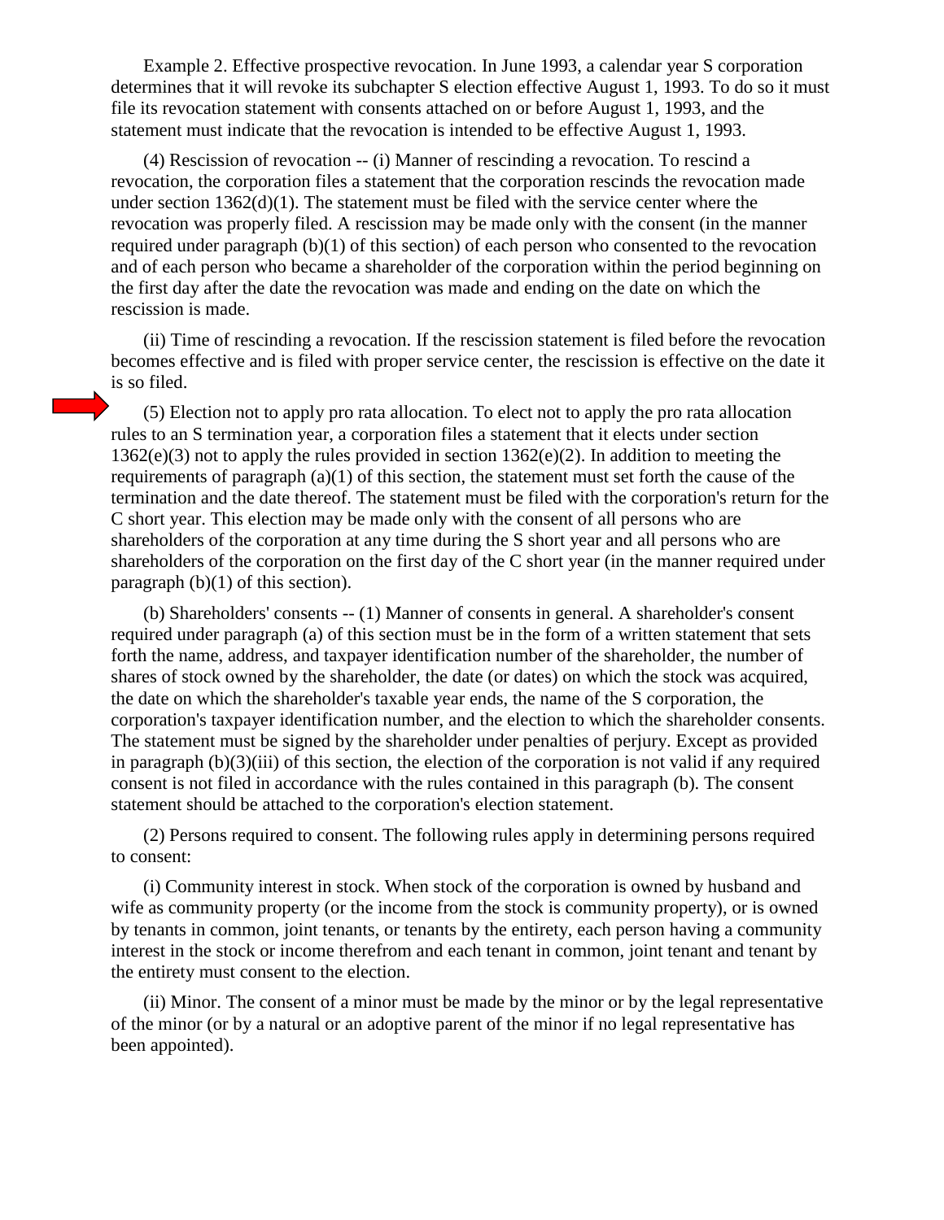Example 2. Effective prospective revocation. In June 1993, a calendar year S corporation determines that it will revoke its subchapter S election effective August 1, 1993. To do so it must file its revocation statement with consents attached on or before August 1, 1993, and the statement must indicate that the revocation is intended to be effective August 1, 1993.

(4) Rescission of revocation -- (i) Manner of rescinding a revocation. To rescind a revocation, the corporation files a statement that the corporation rescinds the revocation made under section 1362(d)(1). The statement must be filed with the service center where the revocation was properly filed. A rescission may be made only with the consent (in the manner required under paragraph (b)(1) of this section) of each person who consented to the revocation and of each person who became a shareholder of the corporation within the period beginning on the first day after the date the revocation was made and ending on the date on which the rescission is made.

(ii) Time of rescinding a revocation. If the rescission statement is filed before the revocation becomes effective and is filed with proper service center, the rescission is effective on the date it is so filed.

(5) Election not to apply pro rata allocation. To elect not to apply the pro rata allocation rules to an S termination year, a corporation files a statement that it elects under section 1362(e)(3) not to apply the rules provided in section 1362(e)(2). In addition to meeting the requirements of paragraph (a)(1) of this section, the statement must set forth the cause of the termination and the date thereof. The statement must be filed with the corporation's return for the C short year. This election may be made only with the consent of all persons who are shareholders of the corporation at any time during the S short year and all persons who are shareholders of the corporation on the first day of the C short year (in the manner required under paragraph (b)(1) of this section).

(b) Shareholders' consents -- (1) Manner of consents in general. A shareholder's consent required under paragraph (a) of this section must be in the form of a written statement that sets forth the name, address, and taxpayer identification number of the shareholder, the number of shares of stock owned by the shareholder, the date (or dates) on which the stock was acquired, the date on which the shareholder's taxable year ends, the name of the S corporation, the corporation's taxpayer identification number, and the election to which the shareholder consents. The statement must be signed by the shareholder under penalties of perjury. Except as provided in paragraph (b)(3)(iii) of this section, the election of the corporation is not valid if any required consent is not filed in accordance with the rules contained in this paragraph (b). The consent statement should be attached to the corporation's election statement.

(2) Persons required to consent. The following rules apply in determining persons required to consent:

(i) Community interest in stock. When stock of the corporation is owned by husband and wife as community property (or the income from the stock is community property), or is owned by tenants in common, joint tenants, or tenants by the entirety, each person having a community interest in the stock or income therefrom and each tenant in common, joint tenant and tenant by the entirety must consent to the election.

(ii) Minor. The consent of a minor must be made by the minor or by the legal representative of the minor (or by a natural or an adoptive parent of the minor if no legal representative has been appointed).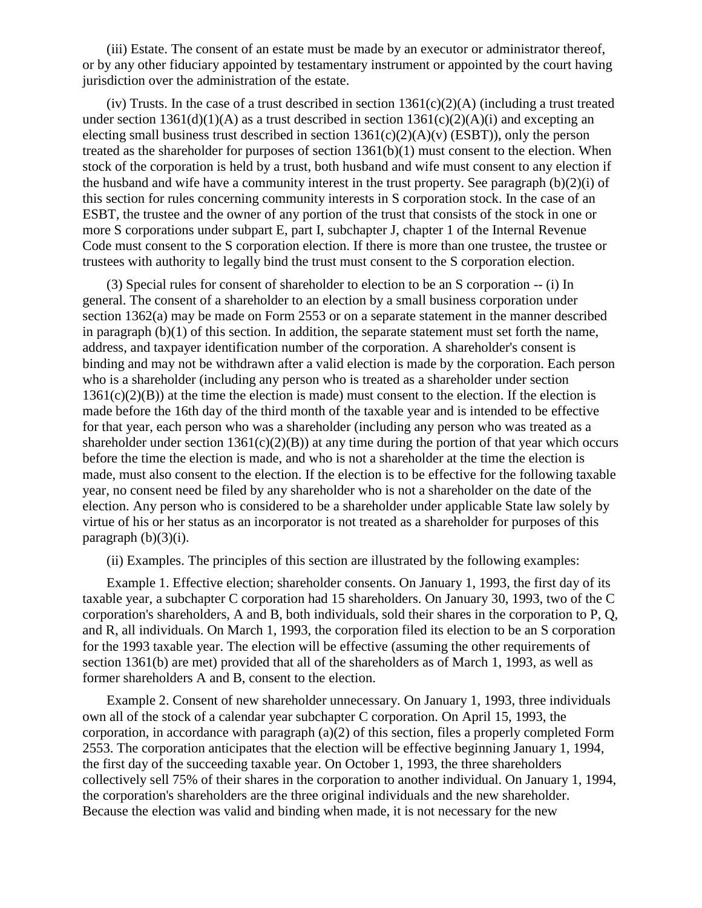(iii) Estate. The consent of an estate must be made by an executor or administrator thereof, or by any other fiduciary appointed by testamentary instrument or appointed by the court having jurisdiction over the administration of the estate.

(iv) Trusts. In the case of a trust described in section 1361(c)(2)(A) (including a trust treated under section 1361(d)(1)(A) as a trust described in section 1361(c)(2)(A)(i) and excepting an electing small business trust described in section 1361(c)(2)(A)(v) (ESBT)), only the person treated as the shareholder for purposes of section 1361(b)(1) must consent to the election. When stock of the corporation is held by a trust, both husband and wife must consent to any election if the husband and wife have a community interest in the trust property. See paragraph (b)(2)(i) of this section for rules concerning community interests in S corporation stock. In the case of an ESBT, the trustee and the owner of any portion of the trust that consists of the stock in one or more S corporations under subpart E, part I, subchapter J, chapter 1 of the Internal Revenue Code must consent to the S corporation election. If there is more than one trustee, the trustee or trustees with authority to legally bind the trust must consent to the S corporation election.

(3) Special rules for consent of shareholder to election to be an S corporation -- (i) In general. The consent of a shareholder to an election by a small business corporation under section 1362(a) may be made on Form 2553 or on a separate statement in the manner described in paragraph (b)(1) of this section. In addition, the separate statement must set forth the name, address, and taxpayer identification number of the corporation. A shareholder's consent is binding and may not be withdrawn after a valid election is made by the corporation. Each person who is a shareholder (including any person who is treated as a shareholder under section 1361(c)(2)(B)) at the time the election is made) must consent to the election. If the election is made before the 16th day of the third month of the taxable year and is intended to be effective for that year, each person who was a shareholder (including any person who was treated as a shareholder under section 1361(c)(2)(B)) at any time during the portion of that year which occurs before the time the election is made, and who is not a shareholder at the time the election is made, must also consent to the election. If the election is to be effective for the following taxable year, no consent need be filed by any shareholder who is not a shareholder on the date of the election. Any person who is considered to be a shareholder under applicable State law solely by virtue of his or her status as an incorporator is not treated as a shareholder for purposes of this paragraph (b)(3)(i).

(ii) Examples. The principles of this section are illustrated by the following examples:

Example 1. Effective election; shareholder consents. On January 1, 1993, the first day of its taxable year, a subchapter C corporation had 15 shareholders. On January 30, 1993, two of the C corporation's shareholders, A and B, both individuals, sold their shares in the corporation to P, Q, and R, all individuals. On March 1, 1993, the corporation filed its election to be an S corporation for the 1993 taxable year. The election will be effective (assuming the other requirements of section 1361(b) are met) provided that all of the shareholders as of March 1, 1993, as well as former shareholders A and B, consent to the election.

Example 2. Consent of new shareholder unnecessary. On January 1, 1993, three individuals own all of the stock of a calendar year subchapter C corporation. On April 15, 1993, the corporation, in accordance with paragraph (a)(2) of this section, files a properly completed Form 2553. The corporation anticipates that the election will be effective beginning January 1, 1994, the first day of the succeeding taxable year. On October 1, 1993, the three shareholders collectively sell 75% of their shares in the corporation to another individual. On January 1, 1994, the corporation's shareholders are the three original individuals and the new shareholder. Because the election was valid and binding when made, it is not necessary for the new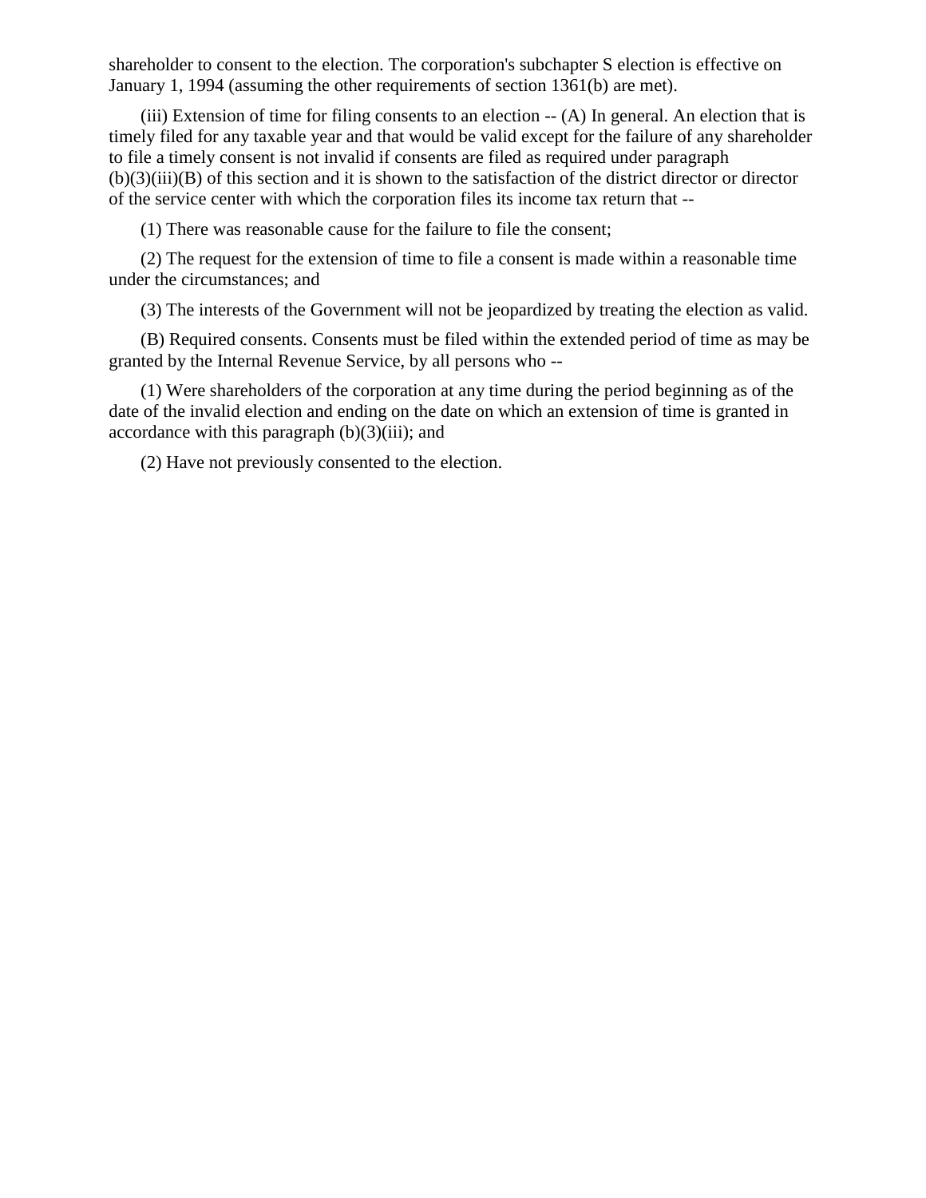shareholder to consent to the election. The corporation's subchapter S election is effective on January 1, 1994 (assuming the other requirements of section 1361(b) are met).

(iii) Extension of time for filing consents to an election -- (A) In general. An election that is timely filed for any taxable year and that would be valid except for the failure of any shareholder to file a timely consent is not invalid if consents are filed as required under paragraph (b)(3)(iii)(B) of this section and it is shown to the satisfaction of the district director or director of the service center with which the corporation files its income tax return that --

(1) There was reasonable cause for the failure to file the consent;

(2) The request for the extension of time to file a consent is made within a reasonable time under the circumstances; and

(3) The interests of the Government will not be jeopardized by treating the election as valid.

(B) Required consents. Consents must be filed within the extended period of time as may be granted by the Internal Revenue Service, by all persons who --

(1) Were shareholders of the corporation at any time during the period beginning as of the date of the invalid election and ending on the date on which an extension of time is granted in accordance with this paragraph (b)(3)(iii); and

(2) Have not previously consented to the election.